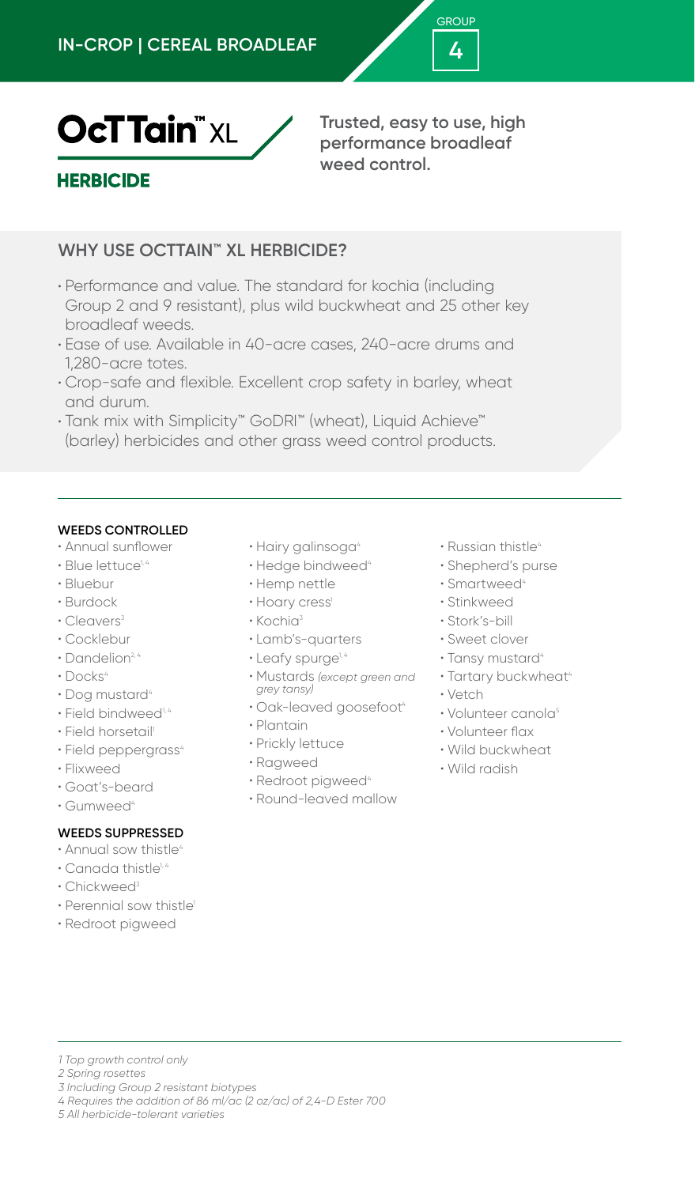IN-CROP | CEREAL BROADLEAF

GROUP 4

# OcTTain™ XL HERBICIDE

**Trusted, easy to use, high performance broadleaf weed control.**

## WHY USE OCTTAIN™ XL HERBICIDE?

- Performance and value. The standard for kochia (including Group 2 and 9 resistant), plus wild buckwheat and 25 other key broadleaf weeds.
- Ease of use. Available in 40-acre cases, 240-acre drums and 1,280-acre totes.
- Crop-safe and flexible. Excellent crop safety in barley, wheat and durum.
- Tank mix with Simplicity™ GoDRI™ (wheat), Liquid Achieve™ (barley) herbicides and other grass weed control products.

#### WEEDS CONTROLLED

- Annual sunflower
- Blue lettuce[1,4]
- Bluebur
- Burdock
- Cleavers[3]
- Cocklebur
- Dandelion[2,4]
- Docks[4]
- Dog mustard[4]
- Field bindweed[1,4]
- Field horsetail[1]
- Field peppergrass[4]
- Flixweed
- Goat's-beard
- Gumweed[4]
- Hairy galinsoga[4]
- Hedge bindweed[4]
- Hemp nettle
- Hoary cress[1]
- Kochia[3]
- Lamb's-quarters
- Leafy spurge[1,4]
- Mustards *(except green and grey tansy)*
- Oak-leaved goosefoot[4]
- Plantain
- Prickly lettuce
- Ragweed
- Redroot pigweed[4]
- Round-leaved mallow
- Russian thistle[4]
- Shepherd's purse
- Smartweed[4]
- Stinkweed
- Stork's-bill
- Sweet clover
- Tansy mustard[4]
- Tartary buckwheat[4]
- Vetch
- Volunteer canola[5]
- Volunteer flax
- Wild buckwheat
- Wild radish

#### WEEDS SUPPRESSED

- Annual sow thistle[4]
- Canada thistle[1,4]
- Chickweed[3]
- Perennial sow thistle[1]
- Redroot pigweed

*1 Top growth control only*
*2 Spring rosettes*
*3 Including Group 2 resistant biotypes*
*4 Requires the addition of 86 ml/ac (2 oz/ac) of 2,4-D Ester 700*
*5 All herbicide-tolerant varieties*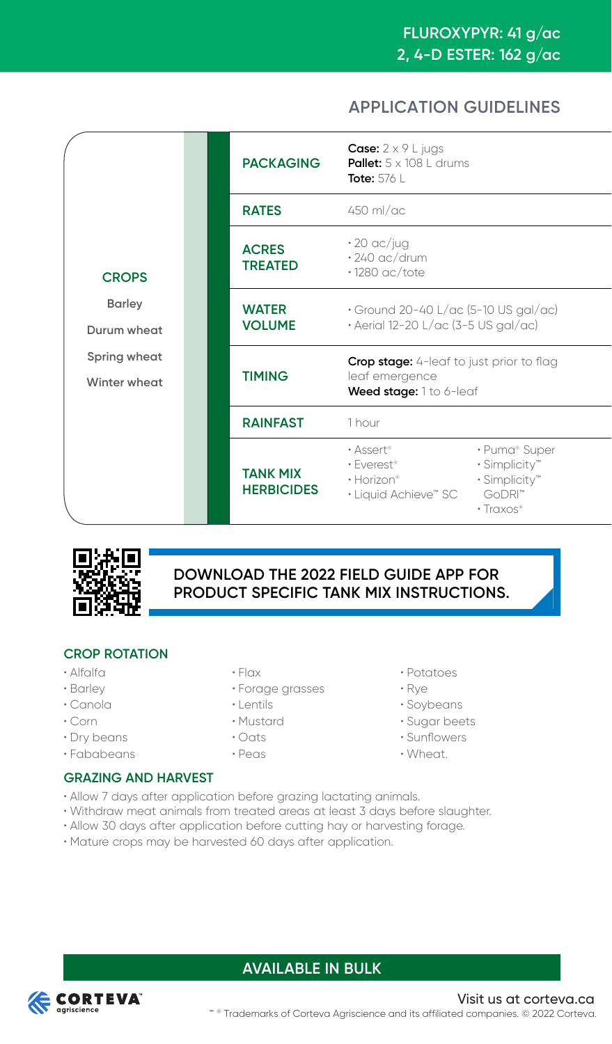**FLUROXYPYR: 41 g/ac**
**2, 4-D ESTER: 162 g/ac**

## APPLICATION GUIDELINES

| CROPS | | |
|---|---|---|
| Barley<br>Durum wheat<br>Spring wheat<br>Winter wheat | **PACKAGING** | **Case:** 2 x 9 L jugs<br>**Pallet:** 5 x 108 L drums<br>**Tote:** 576 L |
| | **RATES** | 450 ml/ac |
| | **ACRES TREATED** | • 20 ac/jug<br>• 240 ac/drum<br>• 1280 ac/tote |
| | **WATER VOLUME** | • Ground 20-40 L/ac (5-10 US gal/ac)<br>• Aerial 12-20 L/ac (3-5 US gal/ac) |
| | **TIMING** | **Crop stage:** 4-leaf to just prior to flag leaf emergence<br>**Weed stage:** 1 to 6-leaf |
| | **RAINFAST** | 1 hour |
| | **TANK MIX HERBICIDES** | • Assert®<br>• Everest®<br>• Horizon®<br>• Liquid Achieve™ SC<br>• Puma® Super<br>• Simplicity™<br>• Simplicity™ GoDRI™<br>• Traxos® |

**DOWNLOAD THE 2022 FIELD GUIDE APP FOR PRODUCT SPECIFIC TANK MIX INSTRUCTIONS.**

### CROP ROTATION

- Alfalfa
- Barley
- Canola
- Corn
- Dry beans
- Fababeans
- Flax
- Forage grasses
- Lentils
- Mustard
- Oats
- Peas
- Potatoes
- Rye
- Soybeans
- Sugar beets
- Sunflowers
- Wheat.

### GRAZING AND HARVEST

- Allow 7 days after application before grazing lactating animals.
- Withdraw meat animals from treated areas at least 3 days before slaughter.
- Allow 30 days after application before cutting hay or harvesting forage.
- Mature crops may be harvested 60 days after application.

**AVAILABLE IN BULK**

Visit us at corteva.ca

™ ® Trademarks of Corteva Agriscience and its affiliated companies. © 2022 Corteva.